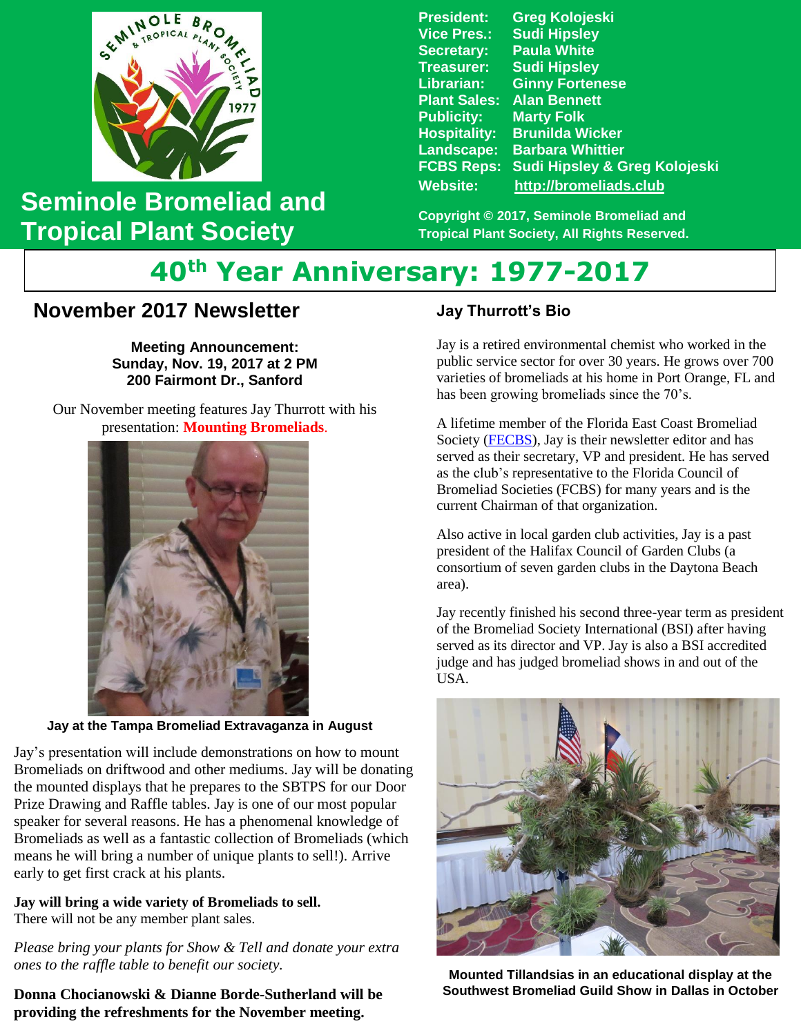# Seminole Bromeliad and Tropical Plant Society

**President:** Greg Kolojeski
**Vice Pres.:** Sudi Hipsley
**Secretary:** Paula White
**Treasurer:** Sudi Hipsley
**Librarian:** Ginny Fortenese
**Plant Sales:** Alan Bennett
**Publicity:** Marty Folk
**Hospitality:** Brunilda Wicker
**Landscape:** Barbara Whittier
**FCBS Reps:** Sudi Hipsley & Greg Kolojeski
**Website:** http://bromeliads.club

**Copyright © 2017, Seminole Bromeliad and Tropical Plant Society, All Rights Reserved.**

# 40th Year Anniversary: 1977-2017

## November 2017 Newsletter

**Meeting Announcement:**
**Sunday, Nov. 19, 2017 at 2 PM**
**200 Fairmont Dr., Sanford**

Our November meeting features Jay Thurrott with his presentation: **Mounting Bromeliads**.

**Jay at the Tampa Bromeliad Extravaganza in August**

Jay's presentation will include demonstrations on how to mount Bromeliads on driftwood and other mediums. Jay will be donating the mounted displays that he prepares to the SBTPS for our Door Prize Drawing and Raffle tables. Jay is one of our most popular speaker for several reasons. He has a phenomenal knowledge of Bromeliads as well as a fantastic collection of Bromeliads (which means he will bring a number of unique plants to sell!). Arrive early to get first crack at his plants.

**Jay will bring a wide variety of Bromeliads to sell.**
There will not be any member plant sales.

*Please bring your plants for Show & Tell and donate your extra ones to the raffle table to benefit our society.*

**Donna Chocianowski & Dianne Borde-Sutherland will be providing the refreshments for the November meeting.**

### Jay Thurrott's Bio

Jay is a retired environmental chemist who worked in the public service sector for over 30 years. He grows over 700 varieties of bromeliads at his home in Port Orange, FL and has been growing bromeliads since the 70's.

A lifetime member of the Florida East Coast Bromeliad Society (FECBS), Jay is their newsletter editor and has served as their secretary, VP and president. He has served as the club's representative to the Florida Council of Bromeliad Societies (FCBS) for many years and is the current Chairman of that organization.

Also active in local garden club activities, Jay is a past president of the Halifax Council of Garden Clubs (a consortium of seven garden clubs in the Daytona Beach area).

Jay recently finished his second three-year term as president of the Bromeliad Society International (BSI) after having served as its director and VP. Jay is also a BSI accredited judge and has judged bromeliad shows in and out of the USA.

**Mounted Tillandsias in an educational display at the Southwest Bromeliad Guild Show in Dallas in October**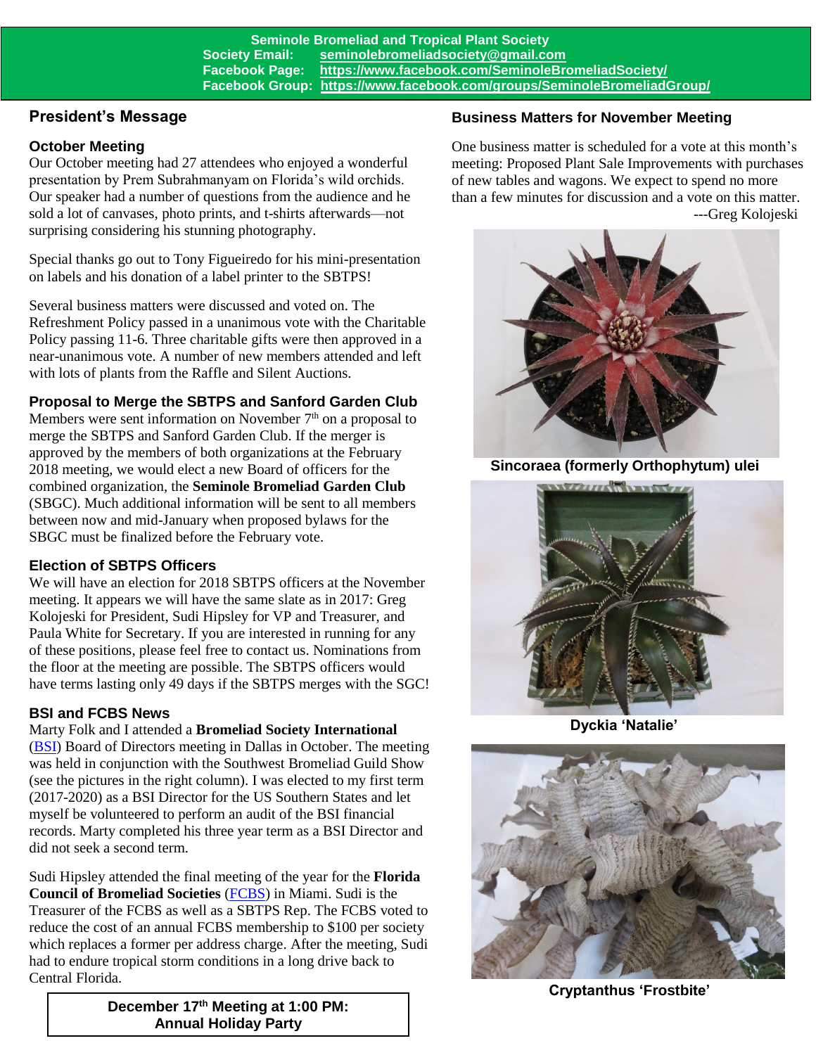**Seminole Bromeliad and Tropical Plant Society**
**Society Email:** **seminolebromeliadsociety@gmail.com**
**Facebook Page:** **https://www.facebook.com/SeminoleBromeliadSociety/**
**Facebook Group:** **https://www.facebook.com/groups/SeminoleBromeliadGroup/**

## President's Message

### October Meeting

Our October meeting had 27 attendees who enjoyed a wonderful presentation by Prem Subrahmanyam on Florida's wild orchids. Our speaker had a number of questions from the audience and he sold a lot of canvases, photo prints, and t-shirts afterwards—not surprising considering his stunning photography.

Special thanks go out to Tony Figueiredo for his mini-presentation on labels and his donation of a label printer to the SBTPS!

Several business matters were discussed and voted on. The Refreshment Policy passed in a unanimous vote with the Charitable Policy passing 11-6. Three charitable gifts were then approved in a near-unanimous vote. A number of new members attended and left with lots of plants from the Raffle and Silent Auctions.

### Proposal to Merge the SBTPS and Sanford Garden Club

Members were sent information on November 7th on a proposal to merge the SBTPS and Sanford Garden Club. If the merger is approved by the members of both organizations at the February 2018 meeting, we would elect a new Board of officers for the combined organization, the **Seminole Bromeliad Garden Club** (SBGC). Much additional information will be sent to all members between now and mid-January when proposed bylaws for the SBGC must be finalized before the February vote.

### Election of SBTPS Officers

We will have an election for 2018 SBTPS officers at the November meeting. It appears we will have the same slate as in 2017: Greg Kolojeski for President, Sudi Hipsley for VP and Treasurer, and Paula White for Secretary. If you are interested in running for any of these positions, please feel free to contact us. Nominations from the floor at the meeting are possible. The SBTPS officers would have terms lasting only 49 days if the SBTPS merges with the SGC!

### BSI and FCBS News

Marty Folk and I attended a **Bromeliad Society International** (BSI) Board of Directors meeting in Dallas in October. The meeting was held in conjunction with the Southwest Bromeliad Guild Show (see the pictures in the right column). I was elected to my first term (2017-2020) as a BSI Director for the US Southern States and let myself be volunteered to perform an audit of the BSI financial records. Marty completed his three year term as a BSI Director and did not seek a second term.

Sudi Hipsley attended the final meeting of the year for the **Florida Council of Bromeliad Societies** (FCBS) in Miami. Sudi is the Treasurer of the FCBS as well as a SBTPS Rep. The FCBS voted to reduce the cost of an annual FCBS membership to $100 per society which replaces a former per address charge. After the meeting, Sudi had to endure tropical storm conditions in a long drive back to Central Florida.

**December 17th Meeting at 1:00 PM:**
**Annual Holiday Party**

### Business Matters for November Meeting

One business matter is scheduled for a vote at this month's meeting: Proposed Plant Sale Improvements with purchases of new tables and wagons. We expect to spend no more than a few minutes for discussion and a vote on this matter.

---Greg Kolojeski

**Sincoraea (formerly Orthophytum) ulei**

**Dyckia 'Natalie'**

**Cryptanthus 'Frostbite'**